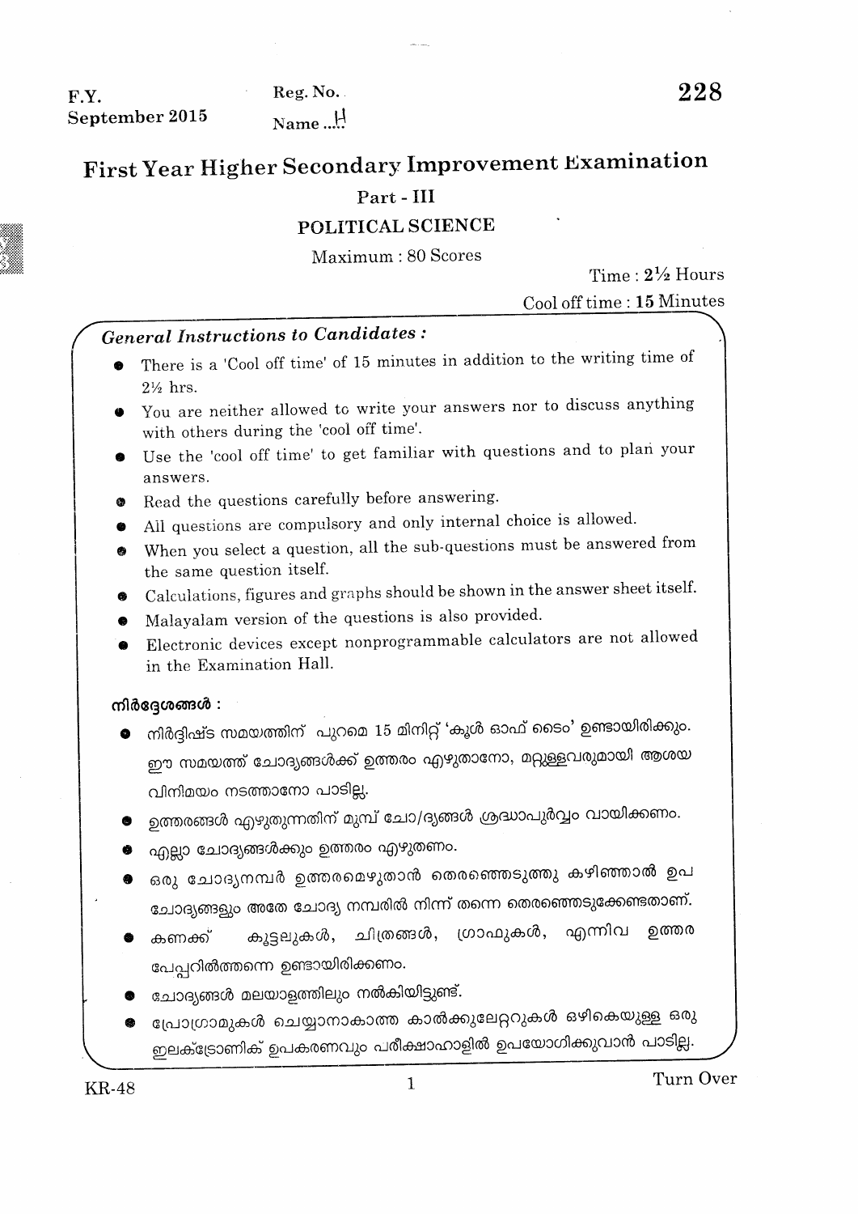F.Y.
September 2015

Reg. No. ..........
Name ...H

228

# First Year Higher Secondary Improvement Examination

## Part - III

## POLITICAL SCIENCE

Maximum : 80 Scores

Time : 2½ Hours
Cool off time : 15 Minutes

***General Instructions to Candidates :***

- There is a 'Cool off time' of 15 minutes in addition to the writing time of 2½ hrs.
- You are neither allowed to write your answers nor to discuss anything with others during the 'cool off time'.
- Use the 'cool off time' to get familiar with questions and to plan your answers.
- Read the questions carefully before answering.
- All questions are compulsory and only internal choice is allowed.
- When you select a question, all the sub-questions must be answered from the same question itself.
- Calculations, figures and graphs should be shown in the answer sheet itself.
- Malayalam version of the questions is also provided.
- Electronic devices except nonprogrammable calculators are not allowed in the Examination Hall.

**നിർദ്ദേശങ്ങൾ :**

- നിർദ്ദിഷ്ട സമയത്തിന് പുറമെ 15 മിനിറ്റ് 'കൂൾ ഓഫ് ടൈം' ഉണ്ടായിരിക്കും. ഈ സമയത്ത് ചോദ്യങ്ങൾക്ക് ഉത്തരം എഴുതാനോ, മറ്റുള്ളവരുമായി ആശയ വിനിമയം നടത്താനോ പാടില്ല.
- ഉത്തരങ്ങൾ എഴുതുന്നതിന് മുമ്പ് ചോദ്യങ്ങൾ ശ്രദ്ധാപൂർവ്വം വായിക്കണം.
- എല്ലാ ചോദ്യങ്ങൾക്കും ഉത്തരം എഴുതണം.
- ഒരു ചോദ്യനമ്പർ ഉത്തരമെഴുതാൻ തെരഞ്ഞെടുത്തു കഴിഞ്ഞാൽ ഉപ ചോദ്യങ്ങളും അതേ ചോദ്യ നമ്പരിൽ നിന്ന് തന്നെ തെരഞ്ഞെടുക്കേണ്ടതാണ്.
- കണക്ക് കൂട്ടലുകൾ, ചിത്രങ്ങൾ, ഗ്രാഫുകൾ, എന്നിവ ഉത്തര പേപ്പറിൽത്തന്നെ ഉണ്ടായിരിക്കണം.
- ചോദ്യങ്ങൾ മലയാളത്തിലും നൽകിയിട്ടുണ്ട്.
- പ്രോഗ്രാമുകൾ ചെയ്യാനാകാത്ത കാൽക്കുലേറ്ററുകൾ ഒഴികെയുള്ള ഒരു ഇലക്ട്രോണിക് ഉപകരണവും പരീക്ഷാഹാളിൽ ഉപയോഗിക്കുവാൻ പാടില്ല.

KR-48

Turn Over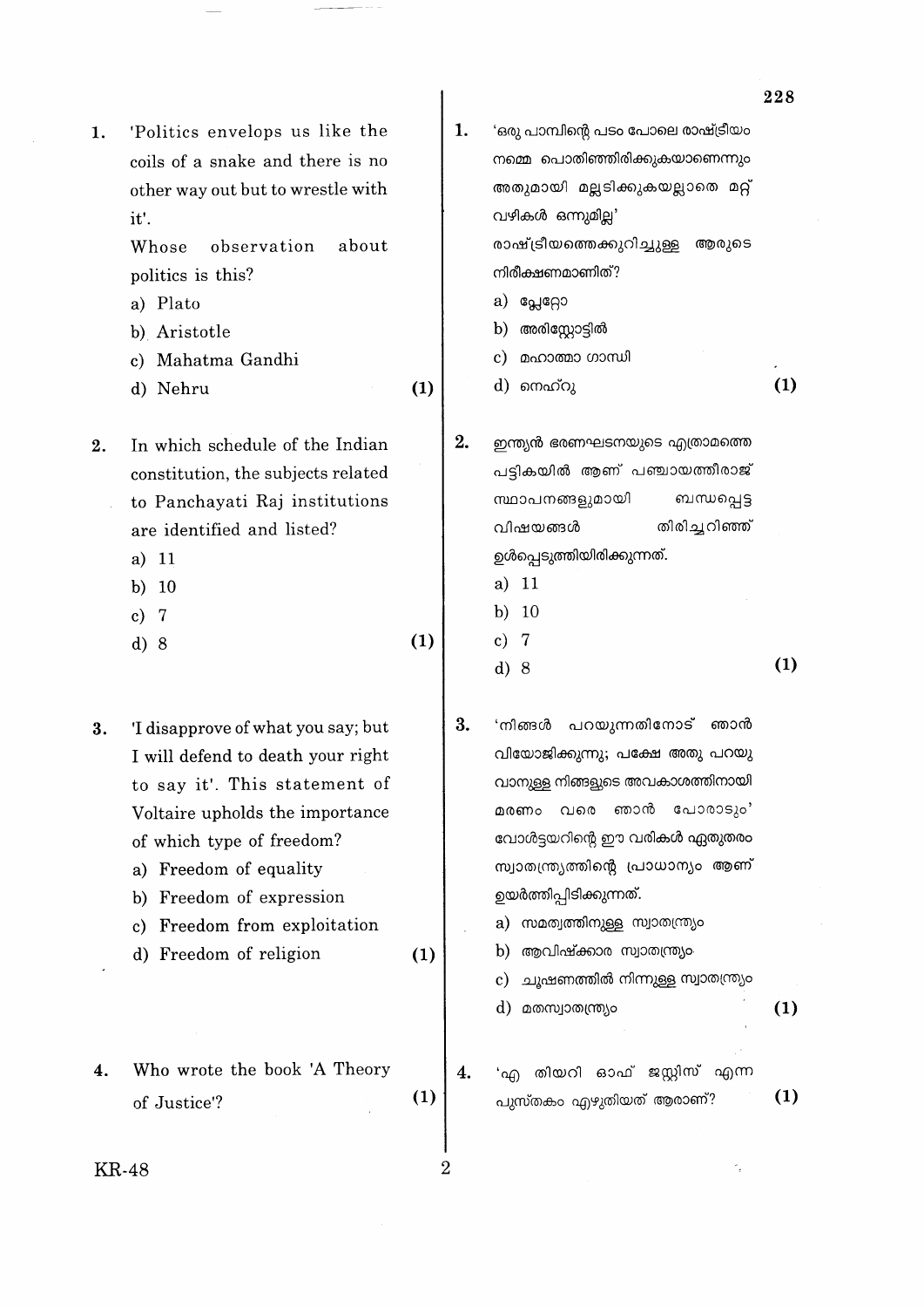1. 'Politics envelops us like the coils of a snake and there is no other way out but to wrestle with it'.
   Whose observation about politics is this?
   a) Plato
   b) Aristotle
   c) Mahatma Gandhi
   d) Nehru **(1)**

2. In which schedule of the Indian constitution, the subjects related to Panchayati Raj institutions are identified and listed?
   a) 11
   b) 10
   c) 7
   d) 8 **(1)**

3. 'I disapprove of what you say; but I will defend to death your right to say it'. This statement of Voltaire upholds the importance of which type of freedom?
   a) Freedom of equality
   b) Freedom of expression
   c) Freedom from exploitation
   d) Freedom of religion **(1)**

4. Who wrote the book 'A Theory of Justice'? **(1)**

---

1. 'ഒരു പാമ്പിന്റെ പടം പോലെ രാഷ്ട്രീയം നമ്മെ പൊതിഞ്ഞിരിക്കുകയാണെന്നും അതുമായി മല്ലടിക്കുകയല്ലാതെ മറ്റ് വഴികൾ ഒന്നുമില്ല'
   രാഷ്ട്രീയത്തെക്കുറിച്ചുള്ള ആരുടെ നിരീക്ഷണമാണിത്?
   a) പ്ലേറ്റോ
   b) അരിസ്റ്റോട്ടിൽ
   c) മഹാത്മാ ഗാന്ധി
   d) നെഹ്റു **(1)**

2. ഇന്ത്യൻ ഭരണഘടനയുടെ എത്രാമത്തെ പട്ടികയിൽ ആണ് പഞ്ചായത്തീരാജ് സ്ഥാപനങ്ങളുമായി ബന്ധപ്പെട്ട വിഷയങ്ങൾ തിരിച്ചറിഞ്ഞ് ഉൾപ്പെടുത്തിയിരിക്കുന്നത്.
   a) 11
   b) 10
   c) 7
   d) 8 **(1)**

3. 'നിങ്ങൾ പറയുന്നതിനോട് ഞാൻ വിയോജിക്കുന്നു; പക്ഷേ അതു പറയുവാനുള്ള നിങ്ങളുടെ അവകാശത്തിനായി മരണം വരെ ഞാൻ പോരാടും' വോൾട്ടയറിന്റെ ഈ വരികൾ ഏതുതരം സ്വാതന്ത്ര്യത്തിന്റെ പ്രാധാന്യം ആണ് ഉയർത്തിപ്പിടിക്കുന്നത്.
   a) സമത്വത്തിനുള്ള സ്വാതന്ത്ര്യം
   b) ആവിഷ്ക്കാര സ്വാതന്ത്ര്യം
   c) ചൂഷണത്തിൽ നിന്നുള്ള സ്വാതന്ത്ര്യം
   d) മതസ്വാതന്ത്ര്യം **(1)**

4. 'എ തിയറി ഓഫ് ജസ്റ്റിസ്' എന്ന പുസ്തകം എഴുതിയത് ആരാണ്? **(1)**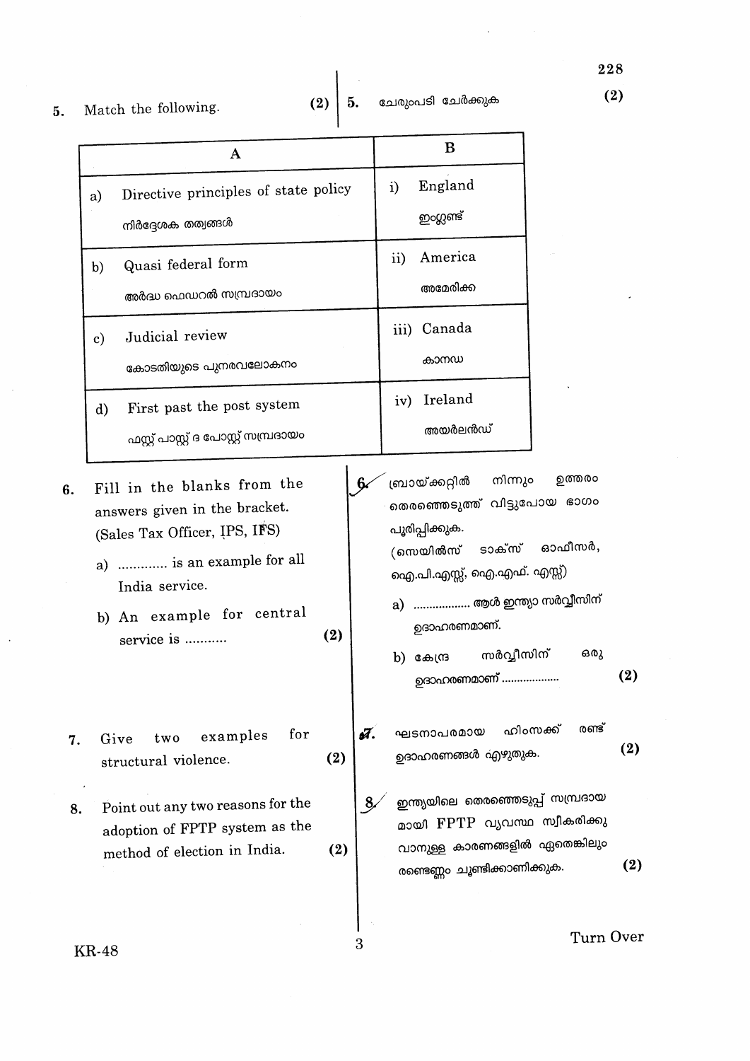5. Match the following. (2)

5. ചേരുംപടി ചേർക്കുക (2)

| A | B |
|---|---|
| a) Directive principles of state policy<br>നിർദ്ദേശക തത്വങ്ങൾ | i) England<br>ഇംഗ്ലണ്ട് |
| b) Quasi federal form<br>അർദ്ധ ഫെഡറൽ സമ്പ്രദായം | ii) America<br>അമേരിക്ക |
| c) Judicial review<br>കോടതിയുടെ പുനരവലോകനം | iii) Canada<br>കാനഡ |
| d) First past the post system<br>ഫസ്റ്റ് പാസ്റ്റ് ദ പോസ്റ്റ് സമ്പ്രദായം | iv) Ireland<br>അയർലൻഡ് |

6. Fill in the blanks from the answers given in the bracket. (Sales Tax Officer, IPS, IFS)

a) ............. is an example for all India service.

b) An example for central service is ........... (2)

6. ബ്രായ്ക്കറ്റിൽ നിന്നും ഉത്തരം തെരഞ്ഞെടുത്ത് വിട്ടുപോയ ഭാഗം പൂരിപ്പിക്കുക.
(സെയിൽസ് ടാക്സ് ഓഫീസർ, ഐ.പി.എസ്സ്, ഐ.എഫ്. എസ്സ്)

a) .................. ആൾ ഇന്ത്യാ സർവ്വീസിന് ഉദാഹരണമാണ്.

b) കേന്ദ്ര സർവ്വീസിന് ഒരു ഉദാഹരണമാണ് .................. (2)

7. Give two examples for structural violence. (2)

7. ഘടനാപരമായ ഹിംസക്ക് രണ്ട് ഉദാഹരണങ്ങൾ എഴുതുക. (2)

8. Point out any two reasons for the adoption of FPTP system as the method of election in India. (2)

8. ഇന്ത്യയിലെ തെരഞ്ഞെടുപ്പ് സമ്പ്രദായമായി FPTP വ്യവസ്ഥ സ്വീകരിക്കുവാനുള്ള കാരണങ്ങളിൽ ഏതെങ്കിലും രണ്ടെണ്ണം ചൂണ്ടിക്കാണിക്കുക. (2)

Turn Over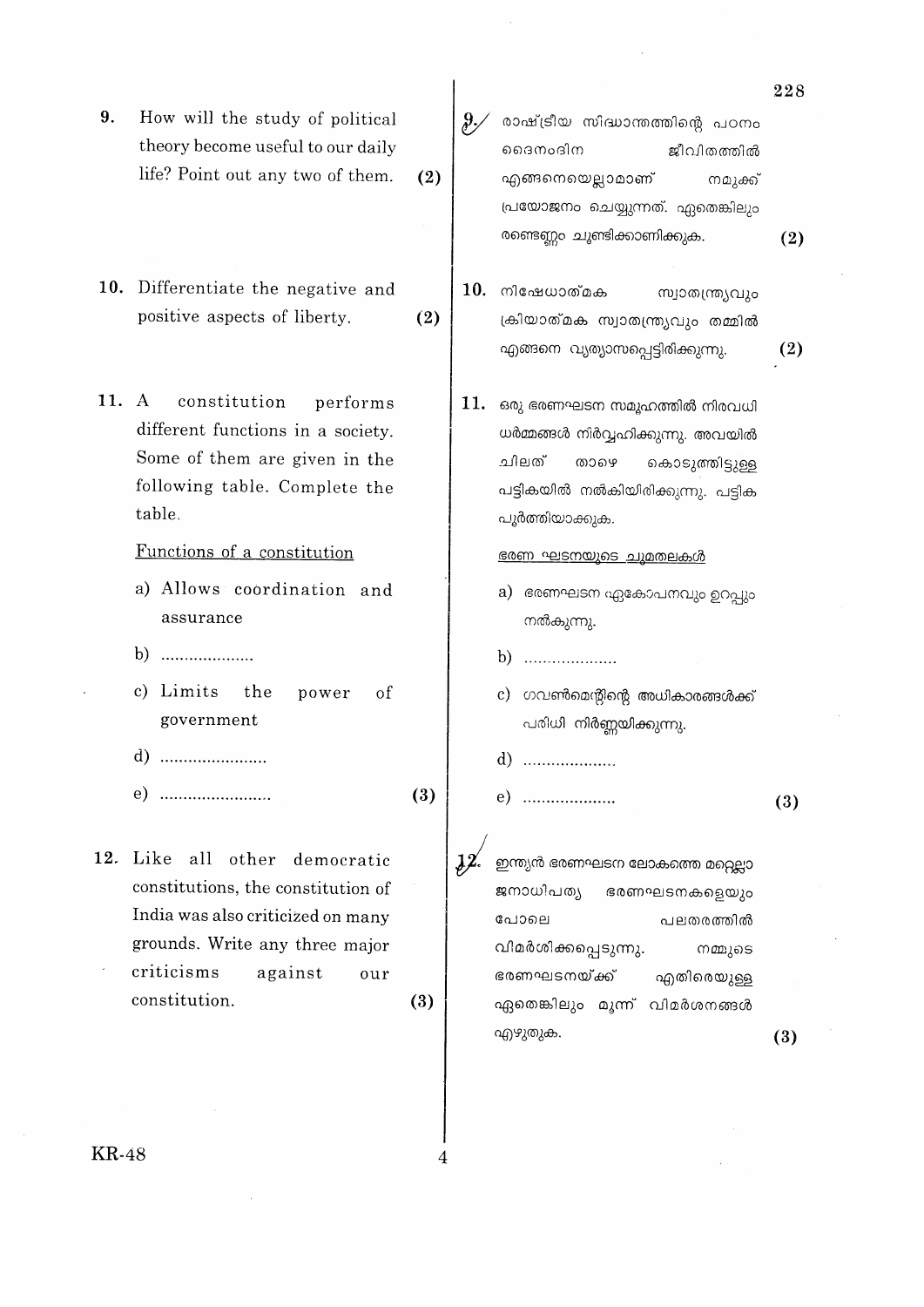9. How will the study of political theory become useful to our daily life? Point out any two of them. **(2)**

9. രാഷ്ട്രീയ സിദ്ധാന്തത്തിന്റെ പഠനം ദൈനംദിന ജീവിതത്തിൽ എങ്ങനെയെല്ലാമാണ് നമുക്ക് പ്രയോജനം ചെയ്യുന്നത്. ഏതെങ്കിലും രണ്ടെണ്ണം ചൂണ്ടിക്കാണിക്കുക. **(2)**

10. Differentiate the negative and positive aspects of liberty. **(2)**

10. നിഷേധാത്മക സ്വാതന്ത്ര്യവും ക്രിയാത്മക സ്വാതന്ത്ര്യവും തമ്മിൽ എങ്ങനെ വ്യത്യാസപ്പെട്ടിരിക്കുന്നു. **(2)**

11. A constitution performs different functions in a society. Some of them are given in the following table. Complete the table.

<u>Functions of a constitution</u>

a) Allows coordination and assurance

b) ....................

c) Limits the power of government

d) .......................

e) ........................ **(3)**

11. ഒരു ഭരണഘടന സമൂഹത്തിൽ നിരവധി ധർമ്മങ്ങൾ നിർവ്വഹിക്കുന്നു. അവയിൽ ചിലത് താഴെ കൊടുത്തിട്ടുള്ള പട്ടികയിൽ നൽകിയിരിക്കുന്നു. പട്ടിക പൂർത്തിയാക്കുക.

<u>ഭരണ ഘടനയുടെ ചുമതലകൾ</u>

a) ഭരണഘടന ഏകോപനവും ഉറപ്പും നൽകുന്നു.

b) ....................

c) ഗവൺമെന്റിന്റെ അധികാരങ്ങൾക്ക് പരിധി നിർണ്ണയിക്കുന്നു.

d) ....................

e) .................... **(3)**

12. Like all other democratic constitutions, the constitution of India was also criticized on many grounds. Write any three major criticisms against our constitution. **(3)**

12. ഇന്ത്യൻ ഭരണഘടന ലോകത്തെ മറ്റെല്ലാ ജനാധിപത്യ ഭരണഘടനകളെയും പോലെ പലതരത്തിൽ വിമർശിക്കപ്പെടുന്നു. നമ്മുടെ ഭരണഘടനയ്ക്ക് എതിരെയുള്ള ഏതെങ്കിലും മൂന്ന് വിമർശനങ്ങൾ എഴുതുക. **(3)**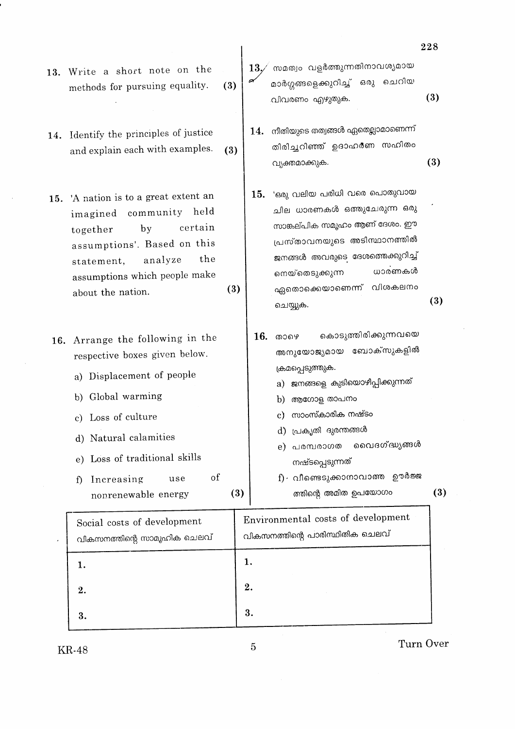13. Write a short note on the methods for pursuing equality. (3)

13. സമത്വം വളർത്തുന്നതിനാവശ്യമായ മാർഗ്ഗങ്ങളെക്കുറിച്ച് ഒരു ചെറിയ വിവരണം എഴുതുക. (3)

14. Identify the principles of justice and explain each with examples. (3)

14. നീതിയുടെ തത്വങ്ങൾ ഏതെല്ലാമാണെന്ന് തിരിച്ചറിഞ്ഞ് ഉദാഹരണ സഹിതം വ്യക്തമാക്കുക. (3)

15. 'A nation is to a great extent an imagined community held together by certain assumptions'. Based on this statement, analyze the assumptions which people make about the nation. (3)

15. 'ഒരു വലിയ പരിധി വരെ പൊതുവായ ചില ധാരണകൾ ഒത്തുചേരുന്ന ഒരു സാങ്കല്പിക സമൂഹം ആണ് ദേശം. ഈ പ്രസ്താവനയുടെ അടിസ്ഥാനത്തിൽ ജനങ്ങൾ അവരുടെ ദേശത്തെക്കുറിച്ച് നെയ്തെടുക്കുന്ന ധാരണകൾ ഏതൊക്കെയാണെന്ന് വിശകലനം ചെയ്യുക. (3)

16. Arrange the following in the respective boxes given below.

a) Displacement of people

b) Global warming

c) Loss of culture

d) Natural calamities

e) Loss of traditional skills

f) Increasing use of nonrenewable energy (3)

16. താഴെ കൊടുത്തിരിക്കുന്നവയെ അനുയോജ്യമായ ബോക്സുകളിൽ ക്രമപ്പെടുത്തുക.

a) ജനങ്ങളെ കുടിയൊഴിപ്പിക്കുന്നത്

b) ആഗോള താപനം

c) സാംസ്കാരിക നഷ്ടം

d) പ്രകൃതി ദുരന്തങ്ങൾ

e) പരമ്പരാഗത വൈദഗ്ദ്ധ്യങ്ങൾ നഷ്ടപ്പെടുന്നത്

f) വീണ്ടെടുക്കാനാവാത്ത ഊർജ്ജത്തിന്റെ അമിത ഉപയോഗം (3)

| Social costs of development<br>വികസനത്തിന്റെ സാമൂഹിക ചെലവ് | Environmental costs of development<br>വികസനത്തിന്റെ പാരിസ്ഥിതിക ചെലവ് |
|---|---|
| 1. | 1. |
| 2. | 2. |
| 3. | 3. |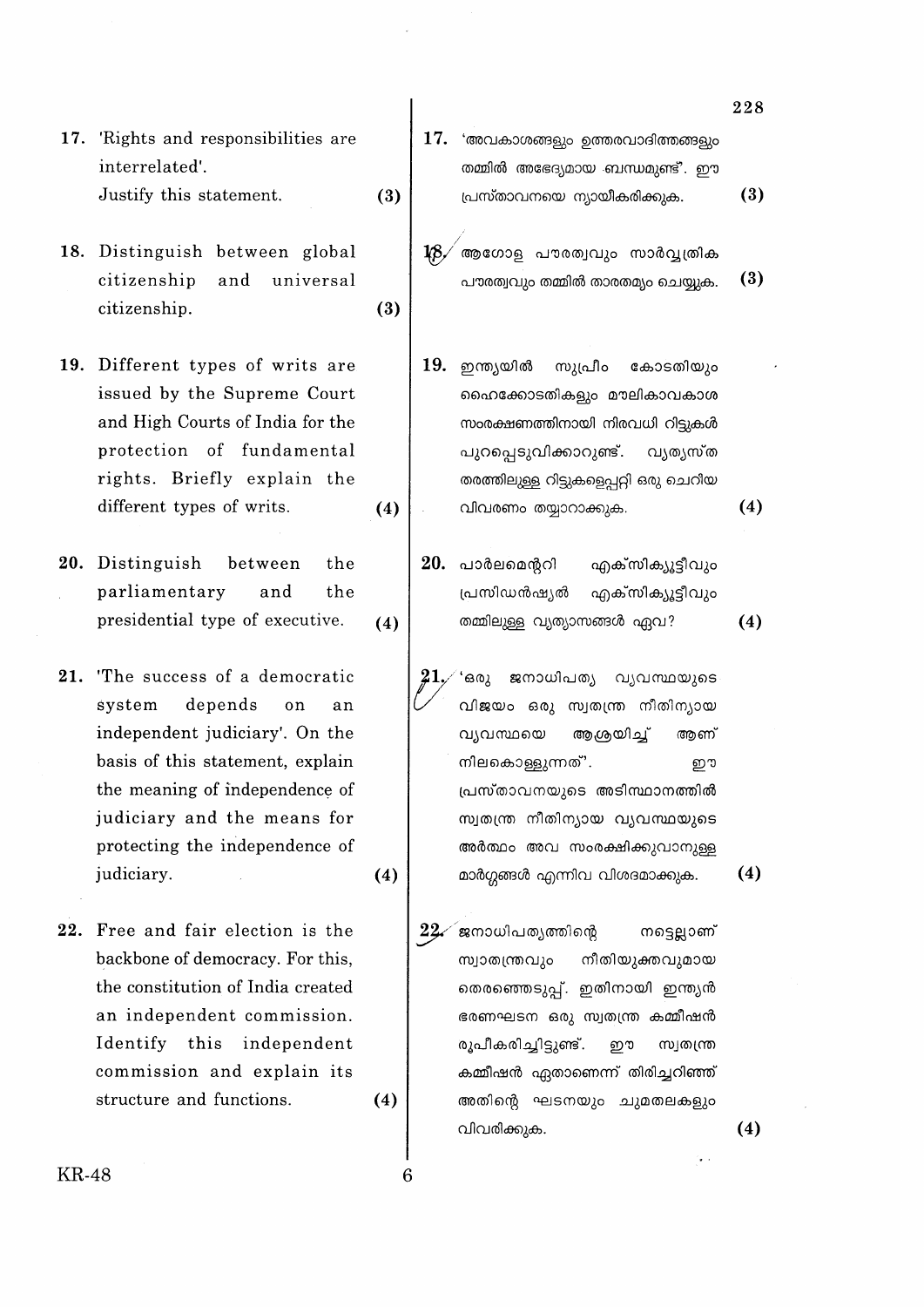17. 'Rights and responsibilities are interrelated'.
Justify this statement. (3)

17. 'അവകാശങ്ങളും ഉത്തരവാദിത്തങ്ങളും തമ്മിൽ അഭേദ്യമായ ബന്ധമുണ്ട്'. ഈ പ്രസ്താവനയെ ന്യായീകരിക്കുക. (3)

18. Distinguish between global citizenship and universal citizenship. (3)

18. ആഗോള പൗരത്വവും സാർവ്വത്രിക പൗരത്വവും തമ്മിൽ താരതമ്യം ചെയ്യുക. (3)

19. Different types of writs are issued by the Supreme Court and High Courts of India for the protection of fundamental rights. Briefly explain the different types of writs. (4)

19. ഇന്ത്യയിൽ സുപ്രീം കോടതിയും ഹൈക്കോടതികളും മൗലികാവകാശ സംരക്ഷണത്തിനായി നിരവധി റിട്ടുകൾ പുറപ്പെടുവിക്കാറുണ്ട്. വ്യത്യസ്ത തരത്തിലുള്ള റിട്ടുകളെപ്പറ്റി ഒരു ചെറിയ വിവരണം തയ്യാറാക്കുക. (4)

20. Distinguish between the parliamentary and the presidential type of executive. (4)

20. പാർലമെന്ററി എക്സിക്യൂട്ടീവും പ്രസിഡൻഷ്യൽ എക്സിക്യൂട്ടീവും തമ്മിലുള്ള വ്യത്യാസങ്ങൾ ഏവ? (4)

21. 'The success of a democratic system depends on an independent judiciary'. On the basis of this statement, explain the meaning of independence of judiciary and the means for protecting the independence of judiciary. (4)

21. 'ഒരു ജനാധിപത്യ വ്യവസ്ഥയുടെ വിജയം ഒരു സ്വതന്ത്ര നീതിന്യായ വ്യവസ്ഥയെ ആശ്രയിച്ച് ആണ് നിലകൊള്ളുന്നത്'. ഈ പ്രസ്താവനയുടെ അടിസ്ഥാനത്തിൽ സ്വതന്ത്ര നീതിന്യായ വ്യവസ്ഥയുടെ അർത്ഥം അവ സംരക്ഷിക്കുവാനുള്ള മാർഗ്ഗങ്ങൾ എന്നിവ വിശദമാക്കുക. (4)

22. Free and fair election is the backbone of democracy. For this, the constitution of India created an independent commission. Identify this independent commission and explain its structure and functions. (4)

22. ജനാധിപത്യത്തിന്റെ നട്ടെല്ലാണ് സ്വാതന്ത്ര്യവും നീതിയുക്തവുമായ തെരഞ്ഞെടുപ്പ്. ഇതിനായി ഇന്ത്യൻ ഭരണഘടന ഒരു സ്വതന്ത്ര കമ്മീഷൻ രൂപീകരിച്ചിട്ടുണ്ട്. ഈ സ്വതന്ത്ര കമ്മീഷൻ ഏതാണെന്ന് തിരിച്ചറിഞ്ഞ് അതിന്റെ ഘടനയും ചുമതലകളും വിവരിക്കുക. (4)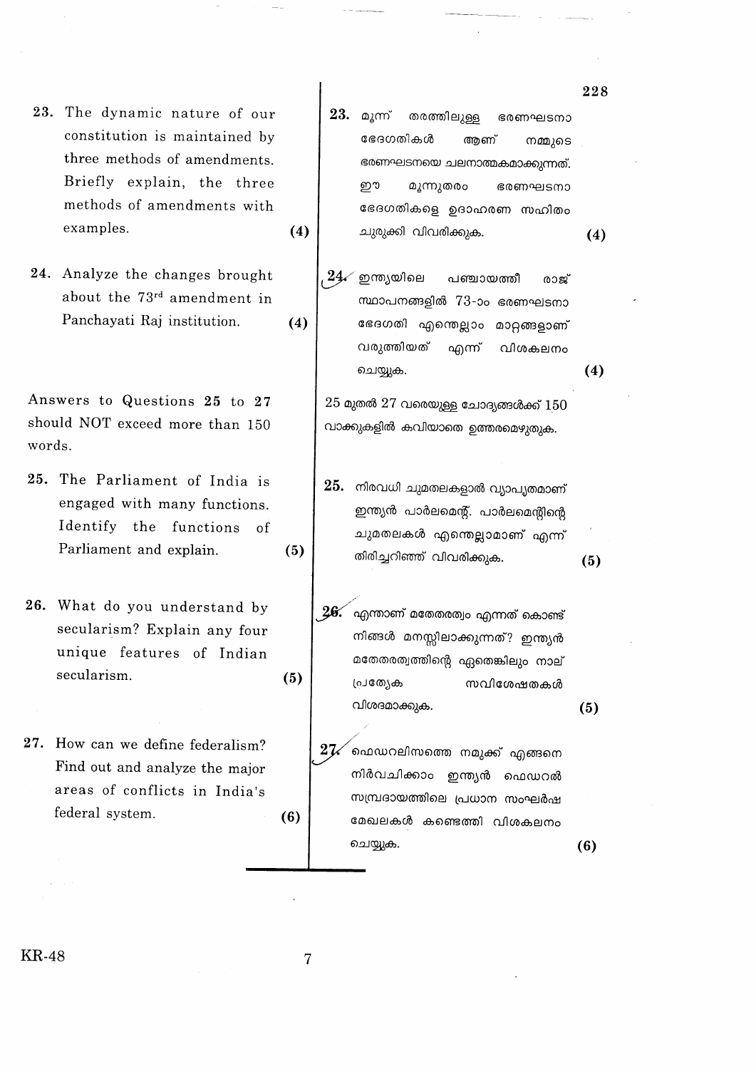23. The dynamic nature of our constitution is maintained by three methods of amendments. Briefly explain, the three methods of amendments with examples. **(4)**

23. മൂന്ന് തരത്തിലുള്ള ഭരണഘടനാ ഭേദഗതികൾ ആണ് നമ്മുടെ ഭരണഘടനയെ ചലനാത്മകമാക്കുന്നത്. ഈ മൂന്നുതരം ഭരണഘടനാ ഭേദഗതികളെ ഉദാഹരണ സഹിതം ചുരുക്കി വിവരിക്കുക. **(4)**

24. Analyze the changes brought about the 73rd amendment in Panchayati Raj institution. **(4)**

24. ഇന്ത്യയിലെ പഞ്ചായത്തീ രാജ് സ്ഥാപനങ്ങളിൽ 73-ാം ഭരണഘടനാ ഭേദഗതി എന്തെല്ലാം മാറ്റങ്ങളാണ് വരുത്തിയത് എന്ന് വിശകലനം ചെയ്യുക. **(4)**

Answers to Questions **25** to **27** should NOT exceed more than 150 words.

25 മുതൽ 27 വരെയുള്ള ചോദ്യങ്ങൾക്ക് 150 വാക്കുകളിൽ കവിയാതെ ഉത്തരമെഴുതുക.

25. The Parliament of India is engaged with many functions. Identify the functions of Parliament and explain. **(5)**

25. നിരവധി ചുമതലകളാൽ വ്യാപൃതമാണ് ഇന്ത്യൻ പാർലമെന്റ്. പാർലമെന്റിന്റെ ചുമതലകൾ എന്തെല്ലാമാണ് എന്ന് തിരിച്ചറിഞ്ഞ് വിവരിക്കുക. **(5)**

26. What do you understand by secularism? Explain any four unique features of Indian secularism. **(5)**

26. എന്താണ് മതേതരത്വം എന്നത് കൊണ്ട് നിങ്ങൾ മനസ്സിലാക്കുന്നത്? ഇന്ത്യൻ മതേതരത്വത്തിന്റെ ഏതെങ്കിലും നാല് പ്രത്യേക സവിശേഷതകൾ വിശദമാക്കുക. **(5)**

27. How can we define federalism? Find out and analyze the major areas of conflicts in India's federal system. **(6)**

27. ഫെഡറലിസത്തെ നമുക്ക് എങ്ങനെ നിർവചിക്കാം ഇന്ത്യൻ ഫെഡറൽ സമ്പ്രദായത്തിലെ പ്രധാന സംഘർഷ മേഖലകൾ കണ്ടെത്തി വിശകലനം ചെയ്യുക. **(6)**